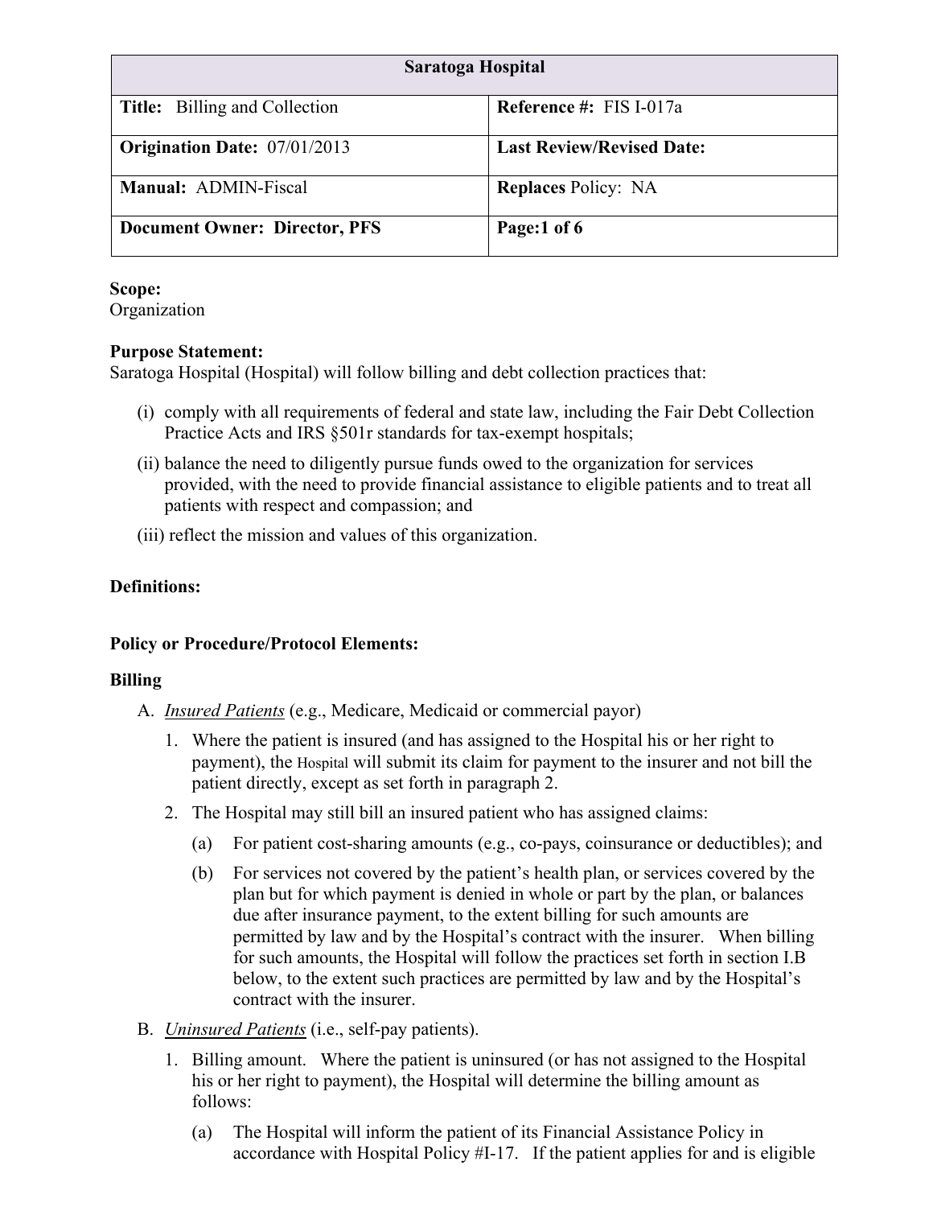| Saratoga Hospital | |
| --- | --- |
| **Title:** Billing and Collection | **Reference #:** FIS I-017a |
| **Origination Date:** 07/01/2013 | **Last Review/Revised Date:** |
| **Manual:** ADMIN-Fiscal | **Replaces** Policy: NA |
| **Document Owner: Director, PFS** | **Page:1 of 6** |

**Scope:**
Organization

**Purpose Statement:**
Saratoga Hospital (Hospital) will follow billing and debt collection practices that:

(i) comply with all requirements of federal and state law, including the Fair Debt Collection Practice Acts and IRS §501r standards for tax-exempt hospitals;

(ii) balance the need to diligently pursue funds owed to the organization for services provided, with the need to provide financial assistance to eligible patients and to treat all patients with respect and compassion; and

(iii) reflect the mission and values of this organization.

**Definitions:**

**Policy or Procedure/Protocol Elements:**

**Billing**

A. *Insured Patients* (e.g., Medicare, Medicaid or commercial payor)

1. Where the patient is insured (and has assigned to the Hospital his or her right to payment), the Hospital will submit its claim for payment to the insurer and not bill the patient directly, except as set forth in paragraph 2.

2. The Hospital may still bill an insured patient who has assigned claims:

   (a) For patient cost-sharing amounts (e.g., co-pays, coinsurance or deductibles); and

   (b) For services not covered by the patient's health plan, or services covered by the plan but for which payment is denied in whole or part by the plan, or balances due after insurance payment, to the extent billing for such amounts are permitted by law and by the Hospital's contract with the insurer. When billing for such amounts, the Hospital will follow the practices set forth in section I.B below, to the extent such practices are permitted by law and by the Hospital's contract with the insurer.

B. *Uninsured Patients* (i.e., self-pay patients).

1. Billing amount. Where the patient is uninsured (or has not assigned to the Hospital his or her right to payment), the Hospital will determine the billing amount as follows:

   (a) The Hospital will inform the patient of its Financial Assistance Policy in accordance with Hospital Policy #I-17. If the patient applies for and is eligible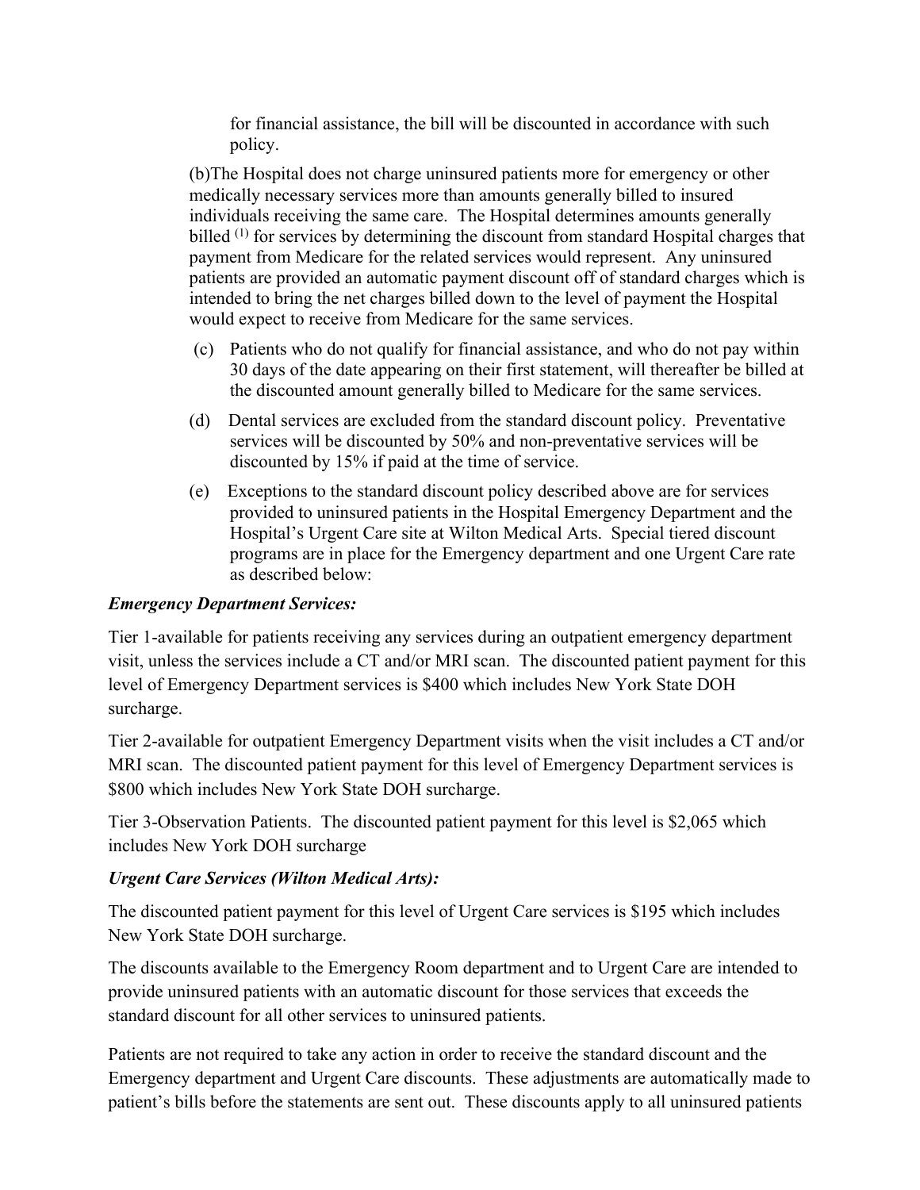for financial assistance, the bill will be discounted in accordance with such policy.

(b)The Hospital does not charge uninsured patients more for emergency or other medically necessary services more than amounts generally billed to insured individuals receiving the same care. The Hospital determines amounts generally billed [1] for services by determining the discount from standard Hospital charges that payment from Medicare for the related services would represent. Any uninsured patients are provided an automatic payment discount off of standard charges which is intended to bring the net charges billed down to the level of payment the Hospital would expect to receive from Medicare for the same services.

(c) Patients who do not qualify for financial assistance, and who do not pay within 30 days of the date appearing on their first statement, will thereafter be billed at the discounted amount generally billed to Medicare for the same services.

(d) Dental services are excluded from the standard discount policy. Preventative services will be discounted by 50% and non-preventative services will be discounted by 15% if paid at the time of service.

(e) Exceptions to the standard discount policy described above are for services provided to uninsured patients in the Hospital Emergency Department and the Hospital's Urgent Care site at Wilton Medical Arts. Special tiered discount programs are in place for the Emergency department and one Urgent Care rate as described below:

***Emergency Department Services:***

Tier 1-available for patients receiving any services during an outpatient emergency department visit, unless the services include a CT and/or MRI scan. The discounted patient payment for this level of Emergency Department services is $400 which includes New York State DOH surcharge.

Tier 2-available for outpatient Emergency Department visits when the visit includes a CT and/or MRI scan. The discounted patient payment for this level of Emergency Department services is $800 which includes New York State DOH surcharge.

Tier 3-Observation Patients. The discounted patient payment for this level is $2,065 which includes New York DOH surcharge

***Urgent Care Services (Wilton Medical Arts):***

The discounted patient payment for this level of Urgent Care services is $195 which includes New York State DOH surcharge.

The discounts available to the Emergency Room department and to Urgent Care are intended to provide uninsured patients with an automatic discount for those services that exceeds the standard discount for all other services to uninsured patients.

Patients are not required to take any action in order to receive the standard discount and the Emergency department and Urgent Care discounts. These adjustments are automatically made to patient's bills before the statements are sent out. These discounts apply to all uninsured patients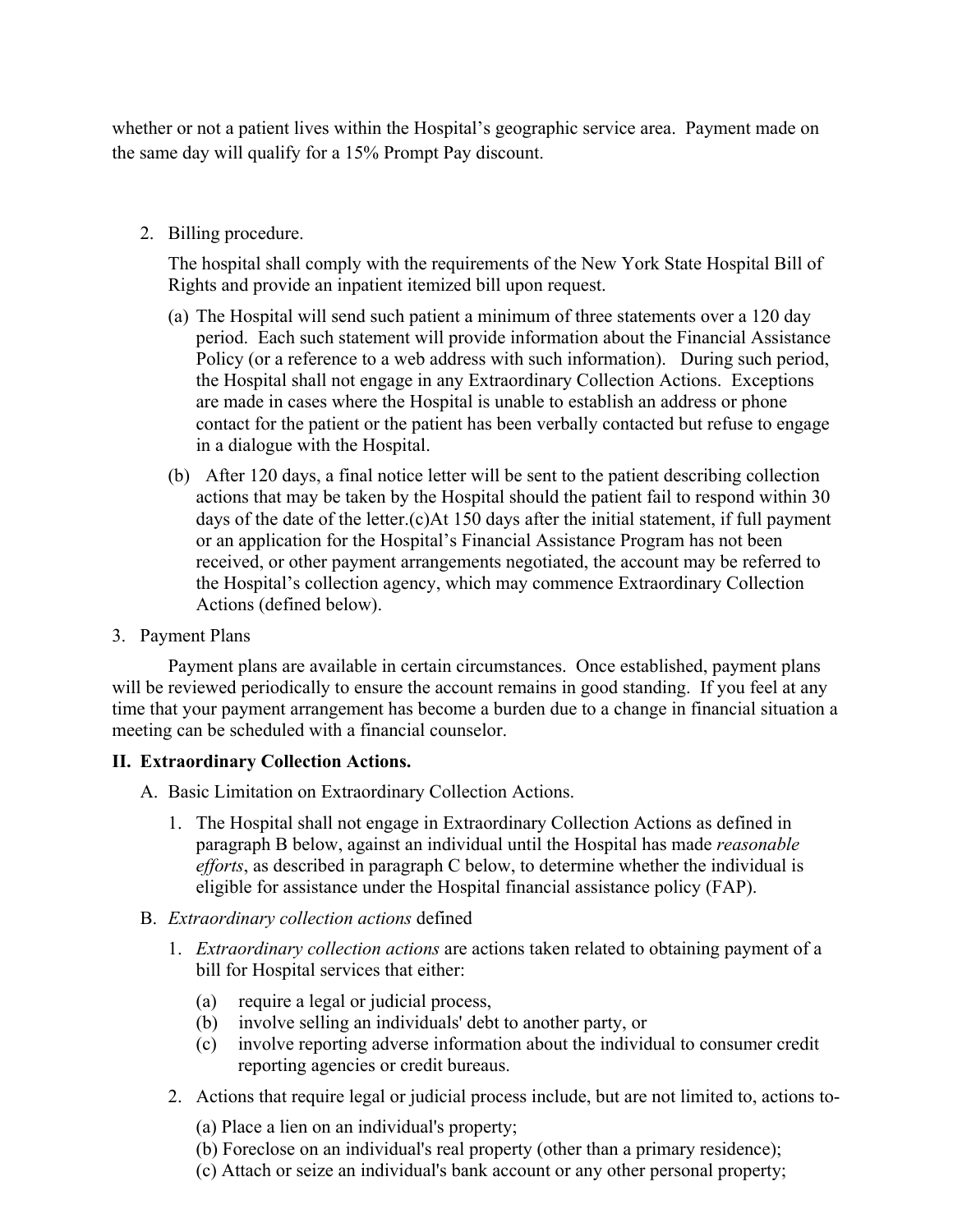whether or not a patient lives within the Hospital's geographic service area. Payment made on the same day will qualify for a 15% Prompt Pay discount.

2. Billing procedure.

   The hospital shall comply with the requirements of the New York State Hospital Bill of Rights and provide an inpatient itemized bill upon request.

   (a) The Hospital will send such patient a minimum of three statements over a 120 day period. Each such statement will provide information about the Financial Assistance Policy (or a reference to a web address with such information). During such period, the Hospital shall not engage in any Extraordinary Collection Actions. Exceptions are made in cases where the Hospital is unable to establish an address or phone contact for the patient or the patient has been verbally contacted but refuse to engage in a dialogue with the Hospital.

   (b) After 120 days, a final notice letter will be sent to the patient describing collection actions that may be taken by the Hospital should the patient fail to respond within 30 days of the date of the letter.(c)At 150 days after the initial statement, if full payment or an application for the Hospital's Financial Assistance Program has not been received, or other payment arrangements negotiated, the account may be referred to the Hospital's collection agency, which may commence Extraordinary Collection Actions (defined below).

3. Payment Plans

   Payment plans are available in certain circumstances. Once established, payment plans will be reviewed periodically to ensure the account remains in good standing. If you feel at any time that your payment arrangement has become a burden due to a change in financial situation a meeting can be scheduled with a financial counselor.

## II. Extraordinary Collection Actions.

A. Basic Limitation on Extraordinary Collection Actions.

1. The Hospital shall not engage in Extraordinary Collection Actions as defined in paragraph B below, against an individual until the Hospital has made *reasonable efforts*, as described in paragraph C below, to determine whether the individual is eligible for assistance under the Hospital financial assistance policy (FAP).

B. *Extraordinary collection actions* defined

1. *Extraordinary collection actions* are actions taken related to obtaining payment of a bill for Hospital services that either:

   (a) require a legal or judicial process,
   (b) involve selling an individuals' debt to another party, or
   (c) involve reporting adverse information about the individual to consumer credit reporting agencies or credit bureaus.

2. Actions that require legal or judicial process include, but are not limited to, actions to-

   (a) Place a lien on an individual's property;
   (b) Foreclose on an individual's real property (other than a primary residence);
   (c) Attach or seize an individual's bank account or any other personal property;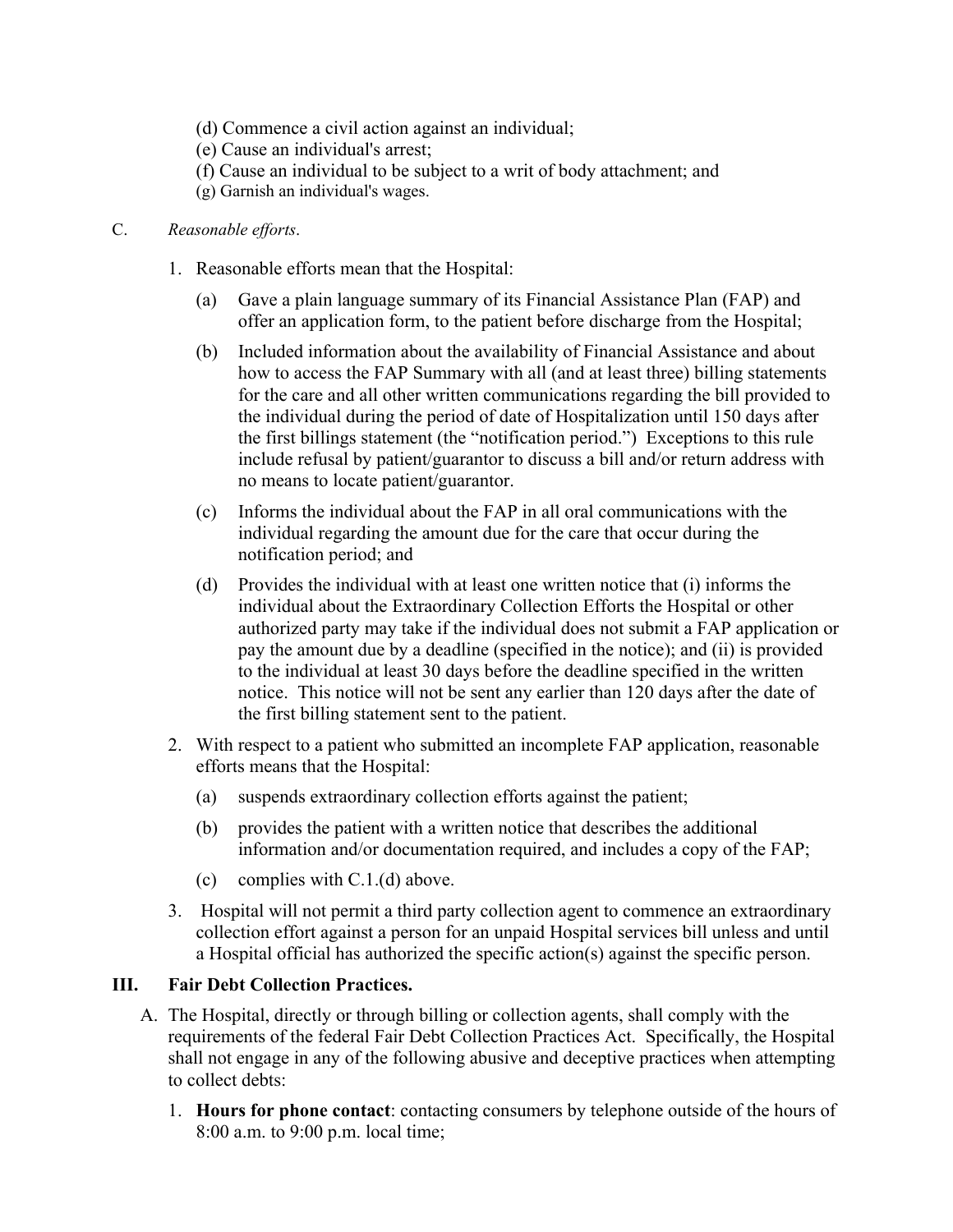(d) Commence a civil action against an individual;

(e) Cause an individual's arrest;

(f) Cause an individual to be subject to a writ of body attachment; and

(g) Garnish an individual's wages.

C. *Reasonable efforts*.

1. Reasonable efforts mean that the Hospital:

   (a) Gave a plain language summary of its Financial Assistance Plan (FAP) and offer an application form, to the patient before discharge from the Hospital;

   (b) Included information about the availability of Financial Assistance and about how to access the FAP Summary with all (and at least three) billing statements for the care and all other written communications regarding the bill provided to the individual during the period of date of Hospitalization until 150 days after the first billings statement (the "notification period.") Exceptions to this rule include refusal by patient/guarantor to discuss a bill and/or return address with no means to locate patient/guarantor.

   (c) Informs the individual about the FAP in all oral communications with the individual regarding the amount due for the care that occur during the notification period; and

   (d) Provides the individual with at least one written notice that (i) informs the individual about the Extraordinary Collection Efforts the Hospital or other authorized party may take if the individual does not submit a FAP application or pay the amount due by a deadline (specified in the notice); and (ii) is provided to the individual at least 30 days before the deadline specified in the written notice. This notice will not be sent any earlier than 120 days after the date of the first billing statement sent to the patient.

2. With respect to a patient who submitted an incomplete FAP application, reasonable efforts means that the Hospital:

   (a) suspends extraordinary collection efforts against the patient;

   (b) provides the patient with a written notice that describes the additional information and/or documentation required, and includes a copy of the FAP;

   (c) complies with C.1.(d) above.

3. Hospital will not permit a third party collection agent to commence an extraordinary collection effort against a person for an unpaid Hospital services bill unless and until a Hospital official has authorized the specific action(s) against the specific person.

## III. Fair Debt Collection Practices.

A. The Hospital, directly or through billing or collection agents, shall comply with the requirements of the federal Fair Debt Collection Practices Act. Specifically, the Hospital shall not engage in any of the following abusive and deceptive practices when attempting to collect debts:

1. **Hours for phone contact**: contacting consumers by telephone outside of the hours of 8:00 a.m. to 9:00 p.m. local time;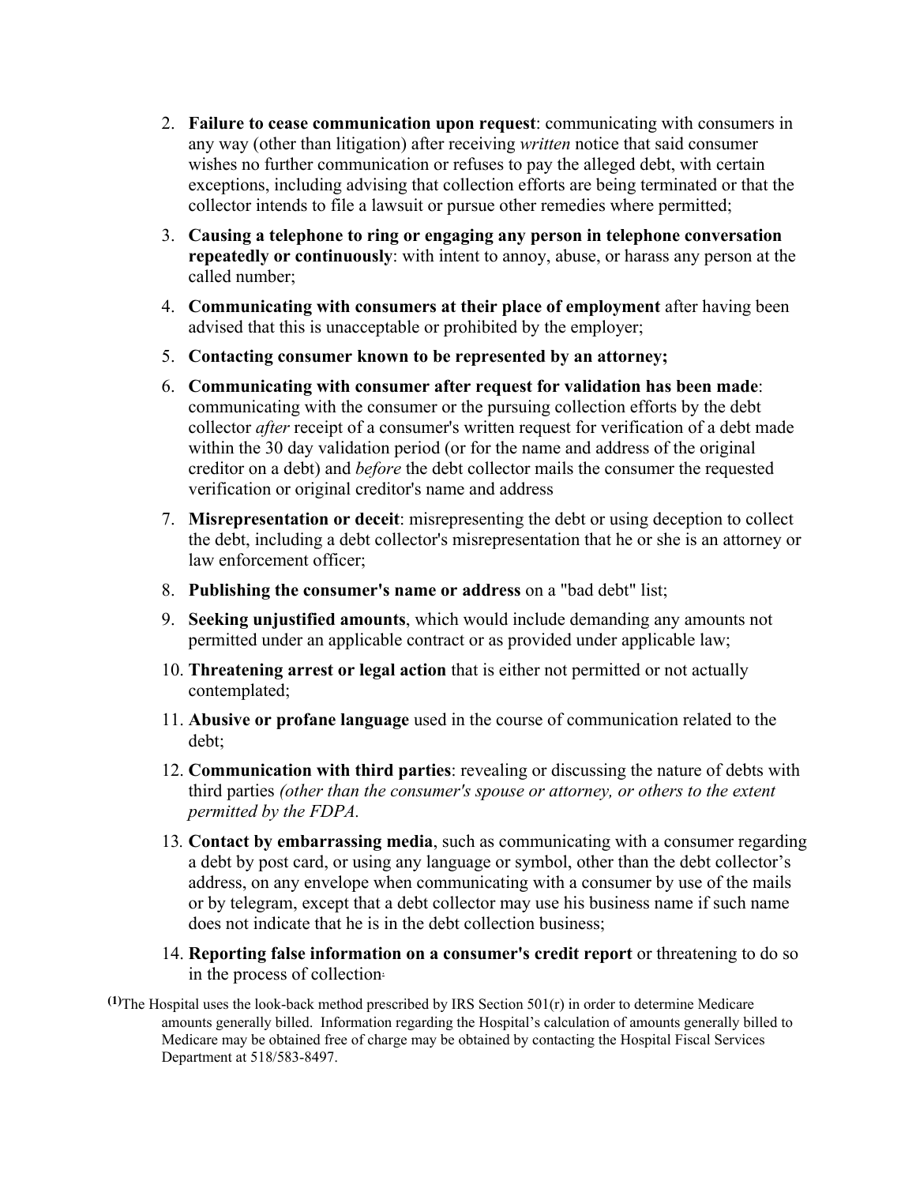2. **Failure to cease communication upon request**: communicating with consumers in any way (other than litigation) after receiving *written* notice that said consumer wishes no further communication or refuses to pay the alleged debt, with certain exceptions, including advising that collection efforts are being terminated or that the collector intends to file a lawsuit or pursue other remedies where permitted;
3. **Causing a telephone to ring or engaging any person in telephone conversation repeatedly or continuously**: with intent to annoy, abuse, or harass any person at the called number;
4. **Communicating with consumers at their place of employment** after having been advised that this is unacceptable or prohibited by the employer;
5. **Contacting consumer known to be represented by an attorney;**
6. **Communicating with consumer after request for validation has been made**: communicating with the consumer or the pursuing collection efforts by the debt collector *after* receipt of a consumer's written request for verification of a debt made within the 30 day validation period (or for the name and address of the original creditor on a debt) and *before* the debt collector mails the consumer the requested verification or original creditor's name and address
7. **Misrepresentation or deceit**: misrepresenting the debt or using deception to collect the debt, including a debt collector's misrepresentation that he or she is an attorney or law enforcement officer;
8. **Publishing the consumer's name or address** on a "bad debt" list;
9. **Seeking unjustified amounts**, which would include demanding any amounts not permitted under an applicable contract or as provided under applicable law;
10. **Threatening arrest or legal action** that is either not permitted or not actually contemplated;
11. **Abusive or profane language** used in the course of communication related to the debt;
12. **Communication with third parties**: revealing or discussing the nature of debts with third parties *(other than the consumer's spouse or attorney, or others to the extent permitted by the FDPA.*
13. **Contact by embarrassing media**, such as communicating with a consumer regarding a debt by post card, or using any language or symbol, other than the debt collector's address, on any envelope when communicating with a consumer by use of the mails or by telegram, except that a debt collector may use his business name if such name does not indicate that he is in the debt collection business;
14. **Reporting false information on a consumer's credit report** or threatening to do so in the process of collection.

**(1)** The Hospital uses the look-back method prescribed by IRS Section 501(r) in order to determine Medicare amounts generally billed. Information regarding the Hospital's calculation of amounts generally billed to Medicare may be obtained free of charge may be obtained by contacting the Hospital Fiscal Services Department at 518/583-8497.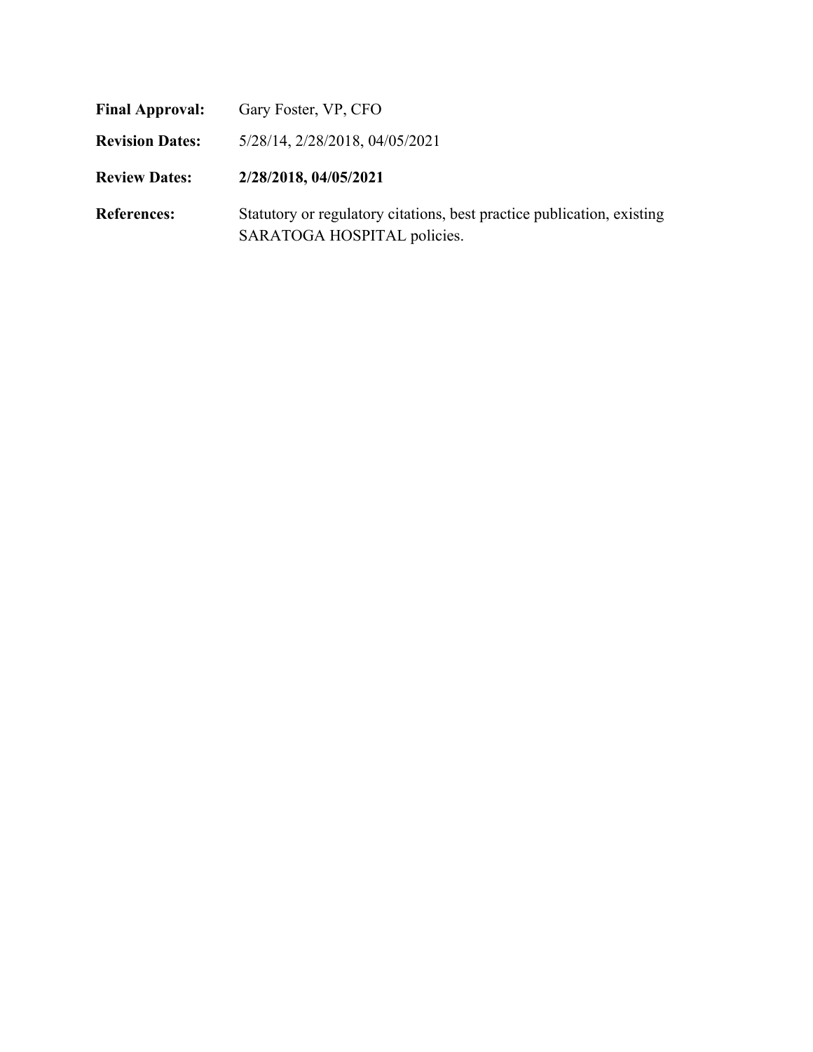**Final Approval:** Gary Foster, VP, CFO

**Revision Dates:** 5/28/14, 2/28/2018, 04/05/2021

**Review Dates:** **2/28/2018, 04/05/2021**

**References:** Statutory or regulatory citations, best practice publication, existing SARATOGA HOSPITAL policies.